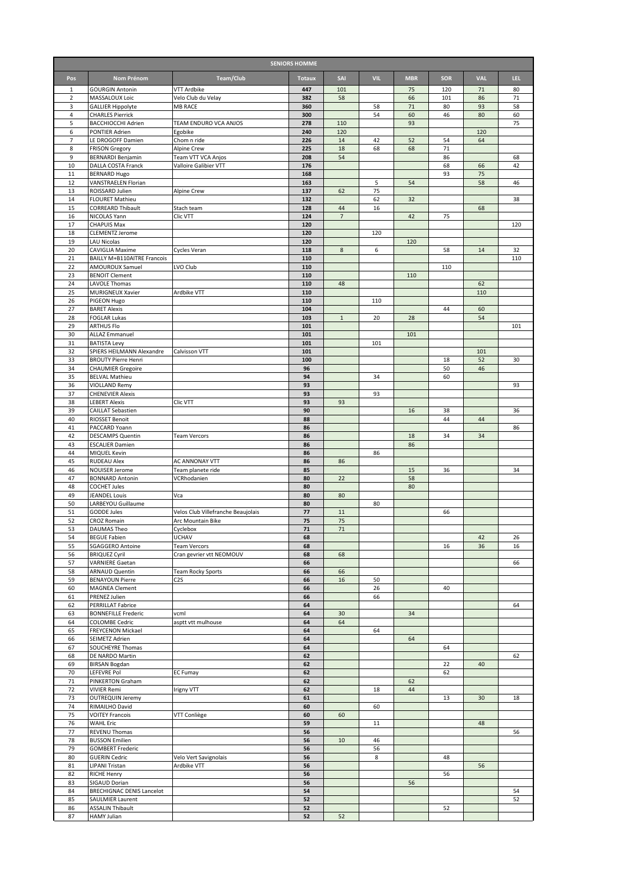| SENIORS HOMME | | | | | | | | | | |
|---|---|---|---|---|---|---|---|---|---|---|
| Pos | Nom Prénom | Team/Club | Totaux | SAI | VIL | MBR | SOR | VAL | LEL |
| 1 | GOURGIN Antonin | VTT Ardbike | 447 | 101 | | 75 | 120 | 71 | 80 |
| 2 | MASSALOUX Loic | Velo Club du Velay | 382 | 58 | | 66 | 101 | 86 | 71 |
| 3 | GALLIER Hippolyte | MB RACE | 360 | | 58 | 71 | 80 | 93 | 58 |
| 4 | CHARLES Pierrick | | 300 | | 54 | 60 | 46 | 80 | 60 |
| 5 | BACCHIOCCHI Adrien | TEAM ENDURO VCA ANJOS | 278 | 110 | | 93 | | | 75 |
| 6 | PONTIER Adrien | Egobike | 240 | 120 | | | | 120 | |
| 7 | LE DROGOFF Damien | Chom n ride | 226 | 14 | 42 | 52 | 54 | 64 | |
| 8 | FRISON Gregory | Alpine Crew | 225 | 18 | 68 | 68 | 71 | | |
| 9 | BERNARDI Benjamin | Team VTT VCA Anjos | 208 | 54 | | | 86 | | 68 |
| 10 | DALLA COSTA Franck | Valloire Galibier VTT | 176 | | | | 68 | 66 | 42 |
| 11 | BERNARD Hugo | | 168 | | | | 93 | 75 | |
| 12 | VANSTRAELEN Florian | | 163 | | 5 | 54 | | 58 | 46 |
| 13 | ROISSARD Julien | Alpine Crew | 137 | 62 | 75 | | | | |
| 14 | FLOURET Mathieu | | 132 | | 62 | 32 | | | 38 |
| 15 | CORREARD Thibault | Stach team | 128 | 44 | 16 | | | 68 | |
| 16 | NICOLAS Yann | Clic VTT | 124 | 7 | | 42 | 75 | | |
| 17 | CHAPUIS Max | | 120 | | | | | | 120 |
| 18 | CLEMENTZ Jerome | | 120 | | 120 | | | | |
| 19 | LAU Nicolas | | 120 | | | 120 | | | |
| 20 | CAVIGLIA Maxime | Cycles Veran | 118 | 8 | 6 | | 58 | 14 | 32 |
| 21 | BAILLY M+B110AITRE Francois | | 110 | | | | | | 110 |
| 22 | AMOUROUX Samuel | LVO Club | 110 | | | | 110 | | |
| 23 | BENOIT Clement | | 110 | | | 110 | | | |
| 24 | LAVOLE Thomas | | 110 | 48 | | | | 62 | |
| 25 | MURIGNEUX Xavier | Ardbike VTT | 110 | | | | | 110 | |
| 26 | PIGEON Hugo | | 110 | | 110 | | | | |
| 27 | BARET Alexis | | 104 | | | | 44 | 60 | |
| 28 | FOGLAR Lukas | | 103 | 1 | 20 | 28 | | 54 | |
| 29 | ARTHUS Flo | | 101 | | | | | | 101 |
| 30 | ALLAZ Emmanuel | | 101 | | | 101 | | | |
| 31 | BATISTA Levy | | 101 | | 101 | | | | |
| 32 | SPIERS HEILMANN Alexandre | Calvisson VTT | 101 | | | | | 101 | |
| 33 | BROUTY Pierre Henri | | 100 | | | | 18 | 52 | 30 |
| 34 | CHAUMIER Gregoire | | 96 | | | | 50 | 46 | |
| 35 | BELVAL Mathieu | | 94 | | 34 | | 60 | | |
| 36 | VIOLLAND Remy | | 93 | | | | | | 93 |
| 37 | CHENEVIER Alexis | | 93 | | 93 | | | | |
| 38 | LEBERT Alexis | Clic VTT | 93 | 93 | | | | | |
| 39 | CAILLAT Sebastien | | 90 | | | 16 | 38 | | 36 |
| 40 | RIOSSET Benoit | | 88 | | | | 44 | 44 | |
| 41 | PACCARD Yoann | | 86 | | | | | | 86 |
| 42 | DESCAMPS Quentin | Team Vercors | 86 | | | 18 | 34 | 34 | |
| 43 | ESCALIER Damien | | 86 | | | 86 | | | |
| 44 | MIQUEL Kevin | | 86 | | 86 | | | | |
| 45 | RUDEAU Alex | AC ANNONAY VTT | 86 | 86 | | | | | |
| 46 | NOUISER Jerome | Team planete ride | 85 | | | 15 | 36 | | 34 |
| 47 | BONNARD Antonin | VCRhodanien | 80 | 22 | | 58 | | | |
| 48 | COCHET Jules | | 80 | | | 80 | | | |
| 49 | JEANDEL Louis | Vca | 80 | 80 | | | | | |
| 50 | LARBEYOU Guillaume | | 80 | | 80 | | | | |
| 51 | GODDE Jules | Velos Club Villefranche Beaujolais | 77 | 11 | | | 66 | | |
| 52 | CROZ Romain | Arc Mountain Bike | 75 | 75 | | | | | |
| 53 | DAUMAS Theo | Cyclebox | 71 | 71 | | | | | |
| 54 | BEGUE Fabien | UCHAV | 68 | | | | | 42 | 26 |
| 55 | SGAGGERO Antoine | Team Vercors | 68 | | | | 16 | 36 | 16 |
| 56 | BRIQUEZ Cyril | Cran gevrier vtt NEOMOUV | 68 | 68 | | | | | |
| 57 | VARNIERE Gaetan | | 66 | | | | | | 66 |
| 58 | ARNAUD Quentin | Team Rocky Sports | 66 | 66 | | | | | |
| 59 | BENAYOUN Pierre | C2S | 66 | 16 | 50 | | | | |
| 60 | MAGNEA Clement | | 66 | | 26 | | 40 | | |
| 61 | PRENEZ Julien | | 66 | | 66 | | | | |
| 62 | PERRILLAT Fabrice | | 64 | | | | | | 64 |
| 63 | BONNEFILLE Frederic | vcml | 64 | 30 | | 34 | | | |
| 64 | COLOMBE Cedric | asptt vtt mulhouse | 64 | 64 | | | | | |
| 65 | FREYCENON Mickael | | 64 | | 64 | | | | |
| 66 | SEIMETZ Adrien | | 64 | | | 64 | | | |
| 67 | SOUCHEYRE Thomas | | 64 | | | | 64 | | |
| 68 | DE NARDO Martin | | 62 | | | | | | 62 |
| 69 | BIRSAN Bogdan | | 62 | | | | 22 | 40 | |
| 70 | LEFEVRE Pol | EC Fumay | 62 | | | | 62 | | |
| 71 | PINKERTON Graham | | 62 | | | 62 | | | |
| 72 | VIVIER Remi | Irigny VTT | 62 | | 18 | 44 | | | |
| 73 | OUTREQUIN Jeremy | | 61 | | | | 13 | 30 | 18 |
| 74 | RIMAILHO David | | 60 | | 60 | | | | |
| 75 | VOITEY Francois | VTT Conliège | 60 | 60 | | | | | |
| 76 | WAHL Eric | | 59 | | 11 | | | 48 | |
| 77 | REVENU Thomas | | 56 | | | | | | 56 |
| 78 | BUSSON Emilien | | 56 | 10 | 46 | | | | |
| 79 | GOMBERT Frederic | | 56 | | 56 | | | | |
| 80 | GUERIN Cedric | Velo Vert Savignolais | 56 | | 8 | | 48 | | |
| 81 | LIPANI Tristan | Ardbike VTT | 56 | | | | | 56 | |
| 82 | RICHE Henry | | 56 | | | | 56 | | |
| 83 | SIGAUD Dorian | | 56 | | | 56 | | | |
| 84 | BRECHIGNAC DENIS Lancelot | | 54 | | | | | | 54 |
| 85 | SAULMIER Laurent | | 52 | | | | | | 52 |
| 86 | ASSALIN Thibault | | 52 | | | | 52 | | |
| 87 | HAMY Julian | | 52 | 52 | | | | | |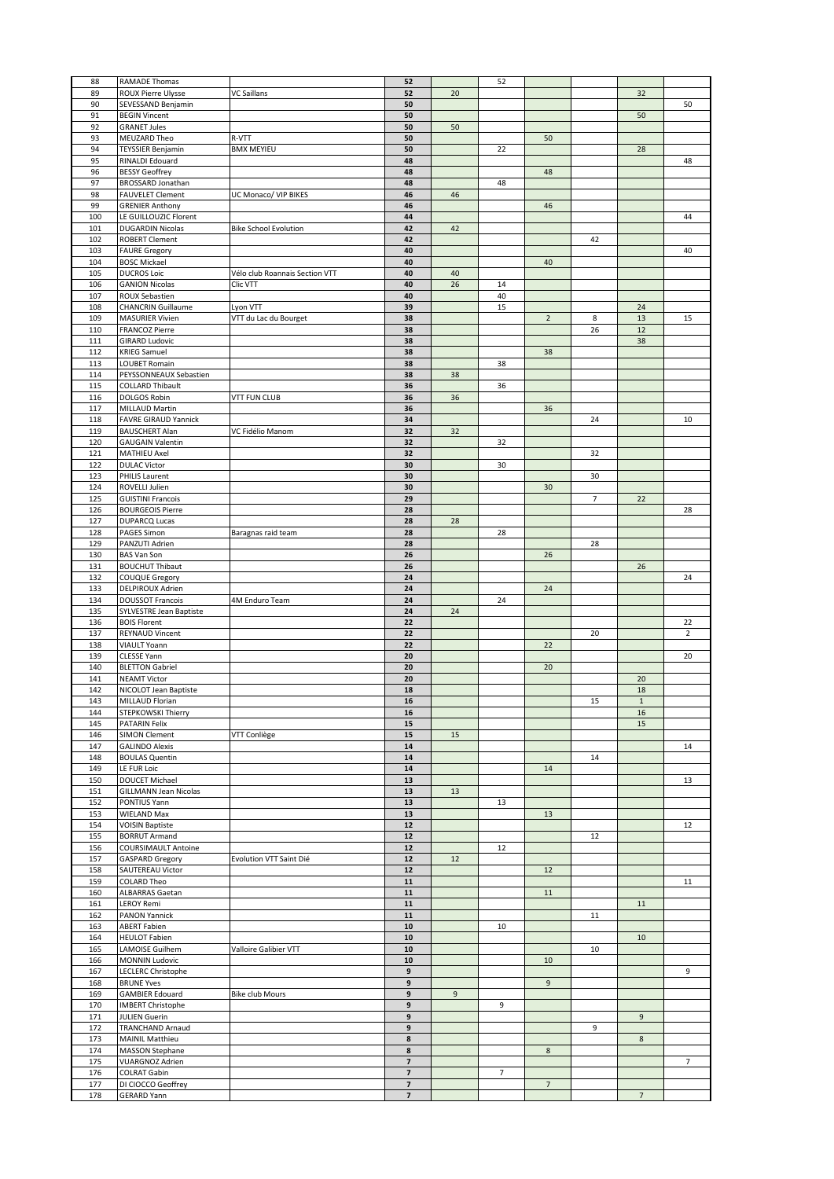| 88 | RAMADE Thomas | | 52 | | 52 | | | | |
|---|---|---|---|---|---|---|---|---|---|
| 89 | ROUX Pierre Ulysse | VC Saillans | 52 | 20 | | | | 32 | |
| 90 | SEVESSAND Benjamin | | 50 | | | | | | 50 |
| 91 | BEGIN Vincent | | 50 | | | | | 50 | |
| 92 | GRANET Jules | | 50 | 50 | | | | | |
| 93 | MEUZARD Theo | R-VTT | 50 | | | 50 | | | |
| 94 | TEYSSIER Benjamin | BMX MEYIEU | 50 | | 22 | | | 28 | |
| 95 | RINALDI Edouard | | 48 | | | | | | 48 |
| 96 | BESSY Geoffrey | | 48 | | | 48 | | | |
| 97 | BROSSARD Jonathan | | 48 | | 48 | | | | |
| 98 | FAUVELET Clement | UC Monaco/ VIP BIKES | 46 | 46 | | | | | |
| 99 | GRENIER Anthony | | 46 | | | 46 | | | |
| 100 | LE GUILLOUZIC Florent | | 44 | | | | | | 44 |
| 101 | DUGARDIN Nicolas | Bike School Evolution | 42 | 42 | | | | | |
| 102 | ROBERT Clement | | 42 | | | | 42 | | |
| 103 | FAURE Gregory | | 40 | | | | | | 40 |
| 104 | BOSC Mickael | | 40 | | | 40 | | | |
| 105 | DUCROS Loic | Vélo club Roannais Section VTT | 40 | 40 | | | | | |
| 106 | GANION Nicolas | Clic VTT | 40 | 26 | 14 | | | | |
| 107 | ROUX Sebastien | | 40 | | 40 | | | | |
| 108 | CHANCRIN Guillaume | Lyon VTT | 39 | | 15 | | | 24 | |
| 109 | MASURIER Vivien | VTT du Lac du Bourget | 38 | | | 2 | 8 | 13 | 15 |
| 110 | FRANCOZ Pierre | | 38 | | | | 26 | 12 | |
| 111 | GIRARD Ludovic | | 38 | | | | | 38 | |
| 112 | KRIEG Samuel | | 38 | | | 38 | | | |
| 113 | LOUBET Romain | | 38 | | 38 | | | | |
| 114 | PEYSSONNEAUX Sebastien | | 38 | 38 | | | | | |
| 115 | COLLARD Thibault | | 36 | | 36 | | | | |
| 116 | DOLGOS Robin | VTT FUN CLUB | 36 | 36 | | | | | |
| 117 | MILLAUD Martin | | 36 | | | 36 | | | |
| 118 | FAVRE GIRAUD Yannick | | 34 | | | | 24 | | 10 |
| 119 | BAUSCHERT Alan | VC Fidélio Manom | 32 | 32 | | | | | |
| 120 | GAUGAIN Valentin | | 32 | | 32 | | | | |
| 121 | MATHIEU Axel | | 32 | | | | 32 | | |
| 122 | DULAC Victor | | 30 | | 30 | | | | |
| 123 | PHILIS Laurent | | 30 | | | | 30 | | |
| 124 | ROVELLI Julien | | 30 | | | 30 | | | |
| 125 | GUISTINI Francois | | 29 | | | | 7 | 22 | |
| 126 | BOURGEOIS Pierre | | 28 | | | | | | 28 |
| 127 | DUPARCQ Lucas | | 28 | 28 | | | | | |
| 128 | PAGES Simon | Baragnas raid team | 28 | | 28 | | | | |
| 129 | PANZUTI Adrien | | 28 | | | | 28 | | |
| 130 | BAS Van Son | | 26 | | | 26 | | | |
| 131 | BOUCHUT Thibaut | | 26 | | | | | 26 | |
| 132 | COUQUE Gregory | | 24 | | | | | | 24 |
| 133 | DELPIROUX Adrien | | 24 | | | 24 | | | |
| 134 | DOUSSOT Francois | 4M Enduro Team | 24 | | 24 | | | | |
| 135 | SYLVESTRE Jean Baptiste | | 24 | 24 | | | | | |
| 136 | BOIS Florent | | 22 | | | | | | 22 |
| 137 | REYNAUD Vincent | | 22 | | | | 20 | | 2 |
| 138 | VIAULT Yoann | | 22 | | | 22 | | | |
| 139 | CLESSE Yann | | 20 | | | | | | 20 |
| 140 | BLETTON Gabriel | | 20 | | | 20 | | | |
| 141 | NEAMT Victor | | 20 | | | | | 20 | |
| 142 | NICOLOT Jean Baptiste | | 18 | | | | | 18 | |
| 143 | MILLAUD Florian | | 16 | | | | 15 | 1 | |
| 144 | STEPKOWSKI Thierry | | 16 | | | | | 16 | |
| 145 | PATARIN Felix | | 15 | | | | | 15 | |
| 146 | SIMON Clement | VTT Conliège | 15 | 15 | | | | | |
| 147 | GALINDO Alexis | | 14 | | | | | | 14 |
| 148 | BOULAS Quentin | | 14 | | | | 14 | | |
| 149 | LE FUR Loic | | 14 | | | 14 | | | |
| 150 | DOUCET Michael | | 13 | | | | | | 13 |
| 151 | GILLMANN Jean Nicolas | | 13 | 13 | | | | | |
| 152 | PONTIUS Yann | | 13 | | 13 | | | | |
| 153 | WIELAND Max | | 13 | | | 13 | | | |
| 154 | VOISIN Baptiste | | 12 | | | | | | 12 |
| 155 | BORRUT Armand | | 12 | | | | 12 | | |
| 156 | COURSIMAULT Antoine | | 12 | | 12 | | | | |
| 157 | GASPARD Gregory | Evolution VTT Saint Dié | 12 | 12 | | | | | |
| 158 | SAUTEREAU Victor | | 12 | | | 12 | | | |
| 159 | COLARD Theo | | 11 | | | | | | 11 |
| 160 | ALBARRAS Gaetan | | 11 | | | 11 | | | |
| 161 | LEROY Remi | | 11 | | | | | 11 | |
| 162 | PANON Yannick | | 11 | | | | 11 | | |
| 163 | ABERT Fabien | | 10 | | 10 | | | | |
| 164 | HEULOT Fabien | | 10 | | | | | 10 | |
| 165 | LAMOISE Guilhem | Valloire Galibier VTT | 10 | | | | 10 | | |
| 166 | MONNIN Ludovic | | 10 | | | 10 | | | |
| 167 | LECLERC Christophe | | 9 | | | | | | 9 |
| 168 | BRUNE Yves | | 9 | | | 9 | | | |
| 169 | GAMBIER Edouard | Bike club Mours | 9 | 9 | | | | | |
| 170 | IMBERT Christophe | | 9 | | 9 | | | | |
| 171 | JULIEN Guerin | | 9 | | | | | 9 | |
| 172 | TRANCHAND Arnaud | | 9 | | | | 9 | | |
| 173 | MAINIL Matthieu | | 8 | | | | | 8 | |
| 174 | MASSON Stephane | | 8 | | | 8 | | | |
| 175 | VUARGNOZ Adrien | | 7 | | | | | | 7 |
| 176 | COLRAT Gabin | | 7 | | 7 | | | | |
| 177 | DI CIOCCO Geoffrey | | 7 | | | 7 | | | |
| 178 | GERARD Yann | | 7 | | | | | 7 | |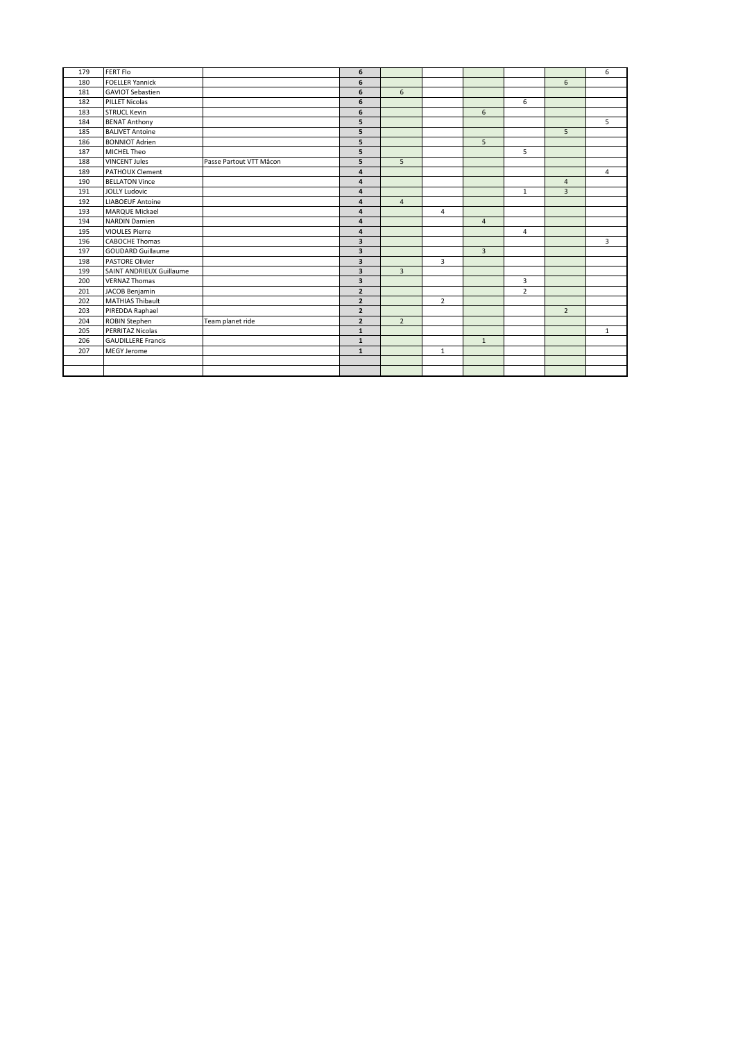| | | | | | | | | | |
|---|---|---|---|---|---|---|---|---|---|
| 179 | FERT Flo | | **6** | | | | | | 6 |
| 180 | FOELLER Yannick | | **6** | | | | | 6 | |
| 181 | GAVIOT Sebastien | | **6** | 6 | | | | | |
| 182 | PILLET Nicolas | | **6** | | | | 6 | | |
| 183 | STRUCL Kevin | | **6** | | | 6 | | | |
| 184 | BENAT Anthony | | **5** | | | | | | 5 |
| 185 | BALIVET Antoine | | **5** | | | | | 5 | |
| 186 | BONNIOT Adrien | | **5** | | | 5 | | | |
| 187 | MICHEL Theo | | **5** | | | | 5 | | |
| 188 | VINCENT Jules | Passe Partout VTT Mâcon | **5** | 5 | | | | | |
| 189 | PATHOUX Clement | | **4** | | | | | | 4 |
| 190 | BELLATON Vince | | **4** | | | | | 4 | |
| 191 | JOLLY Ludovic | | **4** | | | | 1 | 3 | |
| 192 | LIABOEUF Antoine | | **4** | 4 | | | | | |
| 193 | MARQUE Mickael | | **4** | | 4 | | | | |
| 194 | NARDIN Damien | | **4** | | | 4 | | | |
| 195 | VIOULES Pierre | | **4** | | | | 4 | | |
| 196 | CABOCHE Thomas | | **3** | | | | | | 3 |
| 197 | GOUDARD Guillaume | | **3** | | | 3 | | | |
| 198 | PASTORE Olivier | | **3** | | 3 | | | | |
| 199 | SAINT ANDRIEUX Guillaume | | **3** | 3 | | | | | |
| 200 | VERNAZ Thomas | | **3** | | | | 3 | | |
| 201 | JACOB Benjamin | | **2** | | | | 2 | | |
| 202 | MATHIAS Thibault | | **2** | | 2 | | | | |
| 203 | PIREDDA Raphael | | **2** | | | | | 2 | |
| 204 | ROBIN Stephen | Team planet ride | **2** | 2 | | | | | |
| 205 | PERRITAZ Nicolas | | **1** | | | | | | 1 |
| 206 | GAUDILLERE Francis | | **1** | | | 1 | | | |
| 207 | MEGY Jerome | | **1** | | 1 | | | | |
| | | | | | | | | | |
| | | | | | | | | | |